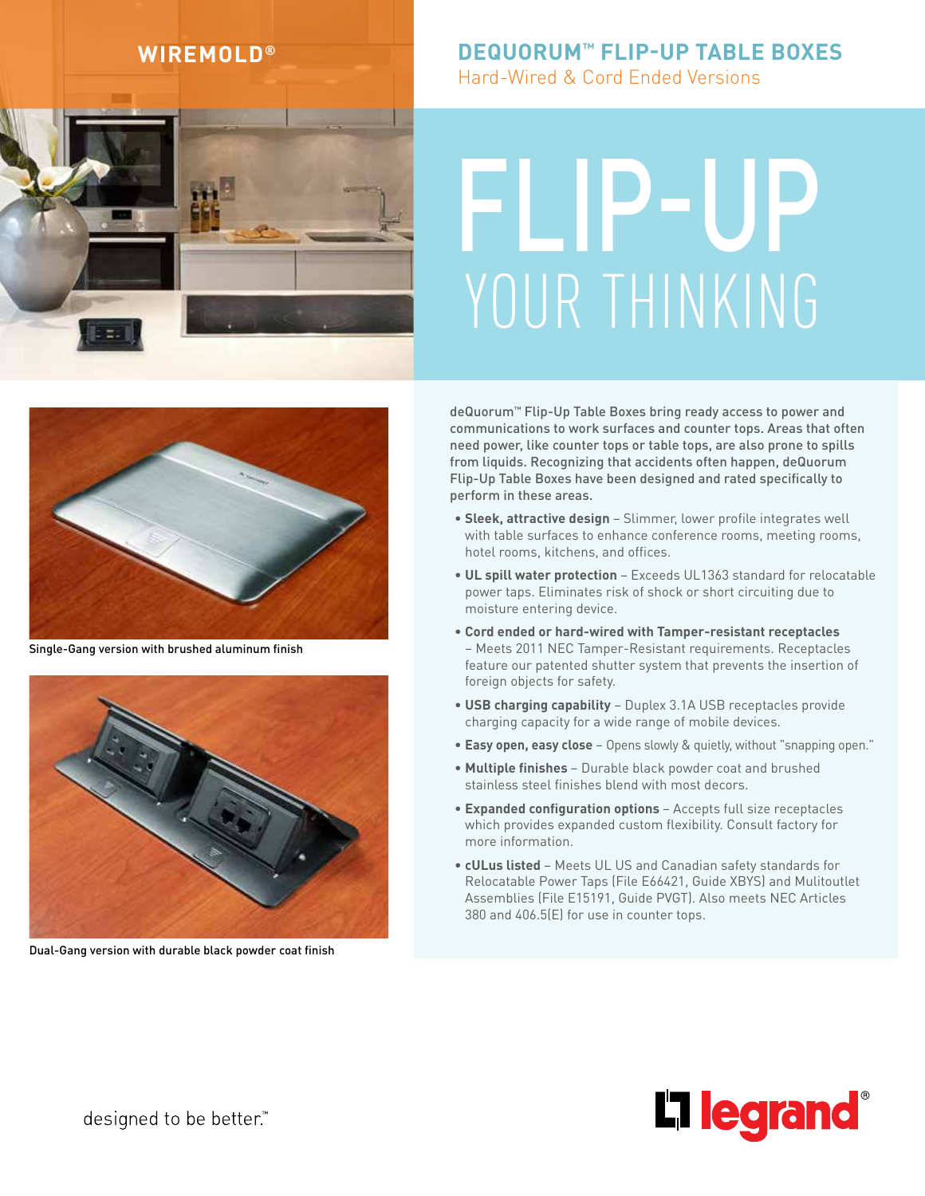WIREMOLD®

# DEQUORUM™ FLIP-UP TABLE BOXES

## Hard-Wired & Cord Ended Versions

# FLIP-UP YOUR THINKING

Single-Gang version with brushed aluminum finish

Dual-Gang version with durable black powder coat finish

deQuorum™ Flip-Up Table Boxes bring ready access to power and communications to work surfaces and counter tops. Areas that often need power, like counter tops or table tops, are also prone to spills from liquids. Recognizing that accidents often happen, deQuorum Flip-Up Table Boxes have been designed and rated specifically to perform in these areas.

- **Sleek, attractive design** – Slimmer, lower profile integrates well with table surfaces to enhance conference rooms, meeting rooms, hotel rooms, kitchens, and offices.
- **UL spill water protection** – Exceeds UL1363 standard for relocatable power taps. Eliminates risk of shock or short circuiting due to moisture entering device.
- **Cord ended or hard-wired with Tamper-resistant receptacles** – Meets 2011 NEC Tamper-Resistant requirements. Receptacles feature our patented shutter system that prevents the insertion of foreign objects for safety.
- **USB charging capability** – Duplex 3.1A USB receptacles provide charging capacity for a wide range of mobile devices.
- **Easy open, easy close** – Opens slowly & quietly, without "snapping open."
- **Multiple finishes** – Durable black powder coat and brushed stainless steel finishes blend with most decors.
- **Expanded configuration options** – Accepts full size receptacles which provides expanded custom flexibility. Consult factory for more information.
- **cULus listed** – Meets UL US and Canadian safety standards for Relocatable Power Taps (File E66421, Guide XBYS) and Mulitoutlet Assemblies (File E15191, Guide PVGT). Also meets NEC Articles 380 and 406.5(E) for use in counter tops.

designed to be better.™

legrand®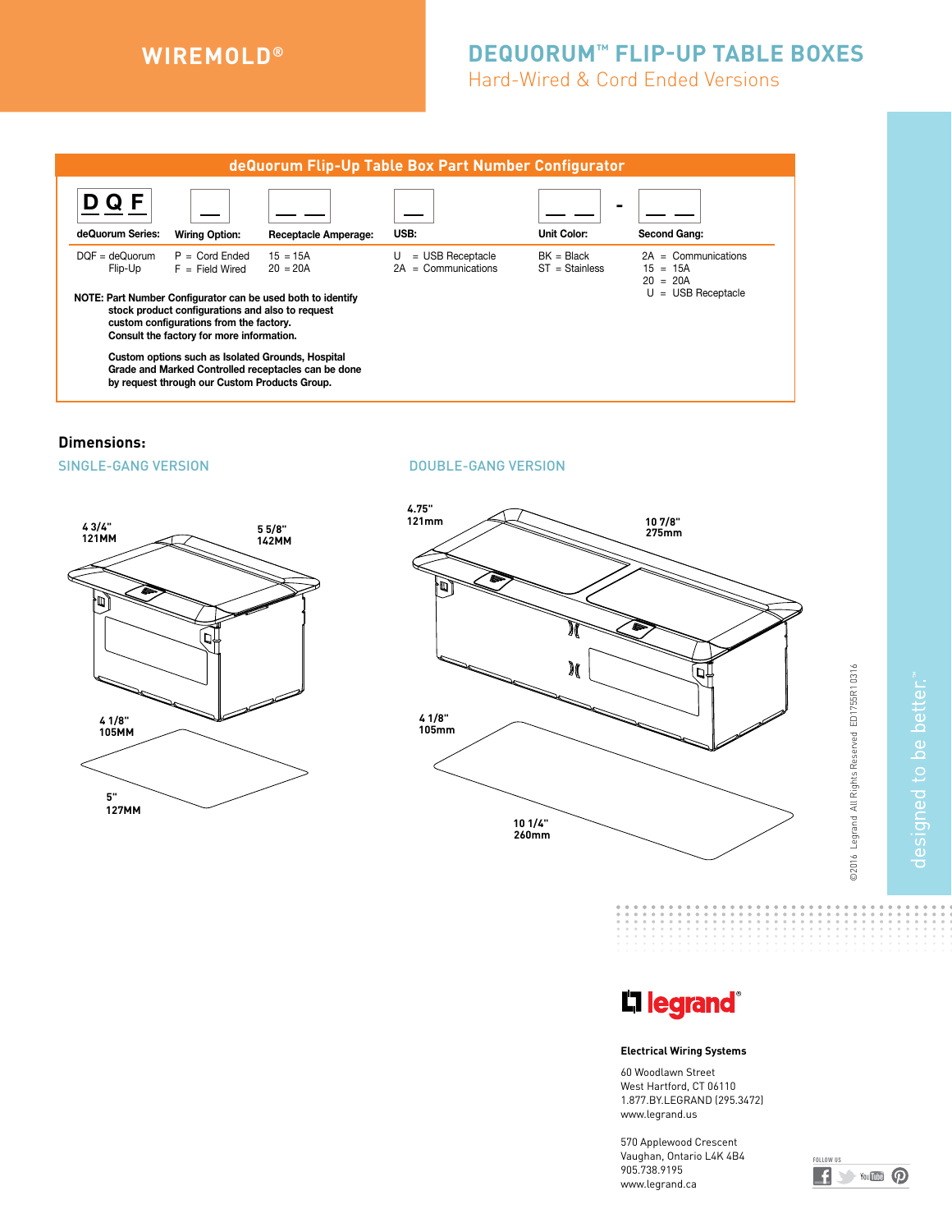# DEQUORUM™ FLIP-UP TABLE BOXES

Hard-Wired & Cord Ended Versions

## deQuorum Flip-Up Table Box Part Number Configurator

| D Q F | _ | _ _ | _ | _ _ | - | _ _ |
|---|---|---|---|---|---|---|
| **deQuorum Series:** | **Wiring Option:** | **Receptacle Amperage:** | **USB:** | **Unit Color:** | | **Second Gang:** |
| DQF = deQuorum Flip-Up | P = Cord Ended<br>F = Field Wired | 15 = 15A<br>20 = 20A | U = USB Receptacle<br>2A = Communications | BK = Black<br>ST = Stainless | | 2A = Communications<br>15 = 15A<br>20 = 20A<br>U = USB Receptacle |

**NOTE: Part Number Configurator can be used both to identify stock product configurations and also to request custom configurations from the factory. Consult the factory for more information.**

**Custom options such as Isolated Grounds, Hospital Grade and Marked Controlled receptacles can be done by request through our Custom Products Group.**

## Dimensions:

### SINGLE-GANG VERSION

4 3/4"
121MM

5 5/8"
142MM

4 1/8"
105MM

5"
127MM

### DOUBLE-GANG VERSION

4.75"
121mm

10 7/8"
275mm

4 1/8"
105mm

10 1/4"
260mm

©2016 Legrand All Rights Reserved ED1755R1 0316

designed to be better.™

**Electrical Wiring Systems**

60 Woodlawn Street
West Hartford, CT 06110
1.877.BY.LEGRAND (295.3472)
www.legrand.us

570 Applewood Crescent
Vaughan, Ontario L4K 4B4
905.738.9195
www.legrand.ca

FOLLOW US